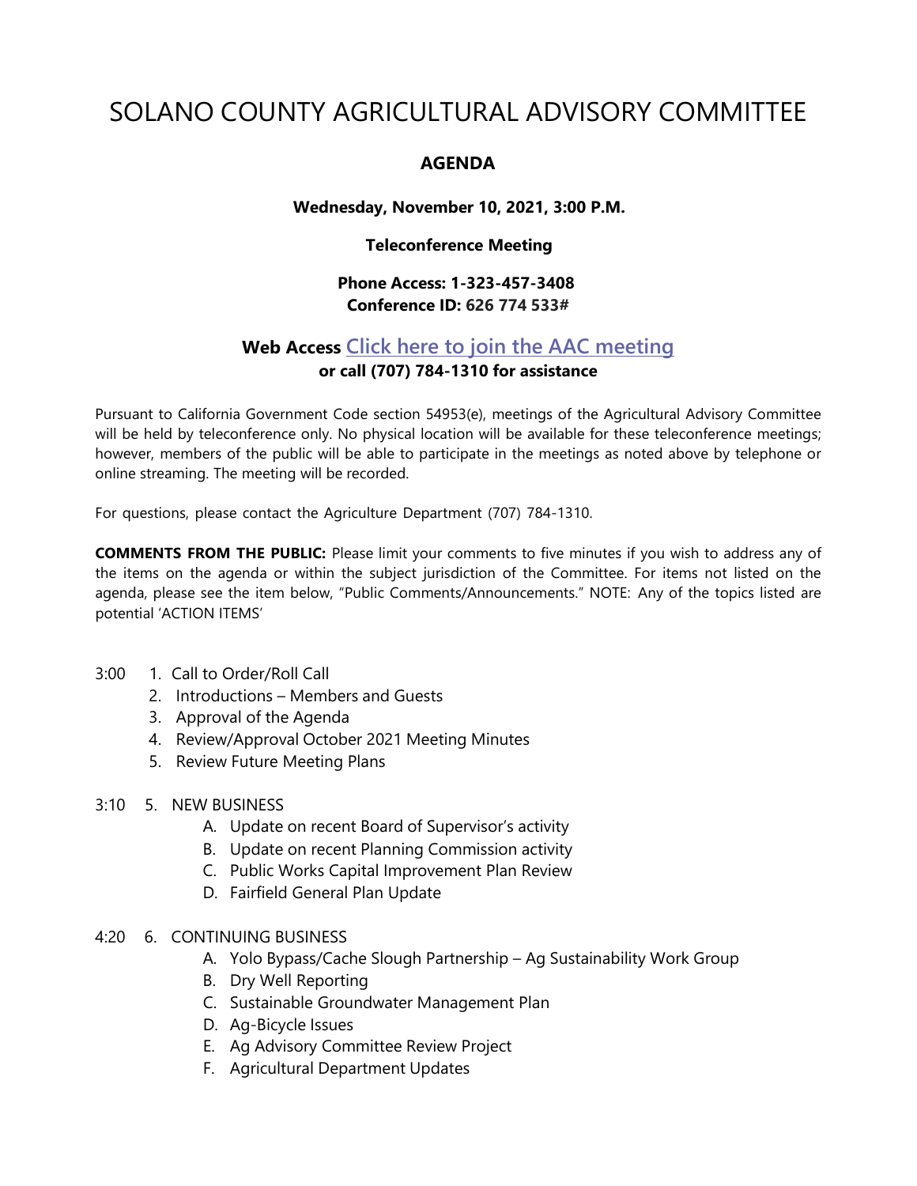# SOLANO COUNTY AGRICULTURAL ADVISORY COMMITTEE

## AGENDA

**Wednesday, November 10, 2021, 3:00 P.M.**

**Teleconference Meeting**

**Phone Access: 1-323-457-3408**
**Conference ID: 626 774 533#**

**Web Access** Click here to join the AAC meeting
**or call (707) 784-1310 for assistance**

Pursuant to California Government Code section 54953(e), meetings of the Agricultural Advisory Committee will be held by teleconference only. No physical location will be available for these teleconference meetings; however, members of the public will be able to participate in the meetings as noted above by telephone or online streaming. The meeting will be recorded.

For questions, please contact the Agriculture Department (707) 784-1310.

**COMMENTS FROM THE PUBLIC:** Please limit your comments to five minutes if you wish to address any of the items on the agenda or within the subject jurisdiction of the Committee. For items not listed on the agenda, please see the item below, "Public Comments/Announcements." NOTE: Any of the topics listed are potential 'ACTION ITEMS'

3:00 1. Call to Order/Roll Call
2. Introductions – Members and Guests
3. Approval of the Agenda
4. Review/Approval October 2021 Meeting Minutes
5. Review Future Meeting Plans

3:10 5. NEW BUSINESS
- A. Update on recent Board of Supervisor's activity
- B. Update on recent Planning Commission activity
- C. Public Works Capital Improvement Plan Review
- D. Fairfield General Plan Update

4:20 6. CONTINUING BUSINESS
- A. Yolo Bypass/Cache Slough Partnership – Ag Sustainability Work Group
- B. Dry Well Reporting
- C. Sustainable Groundwater Management Plan
- D. Ag-Bicycle Issues
- E. Ag Advisory Committee Review Project
- F. Agricultural Department Updates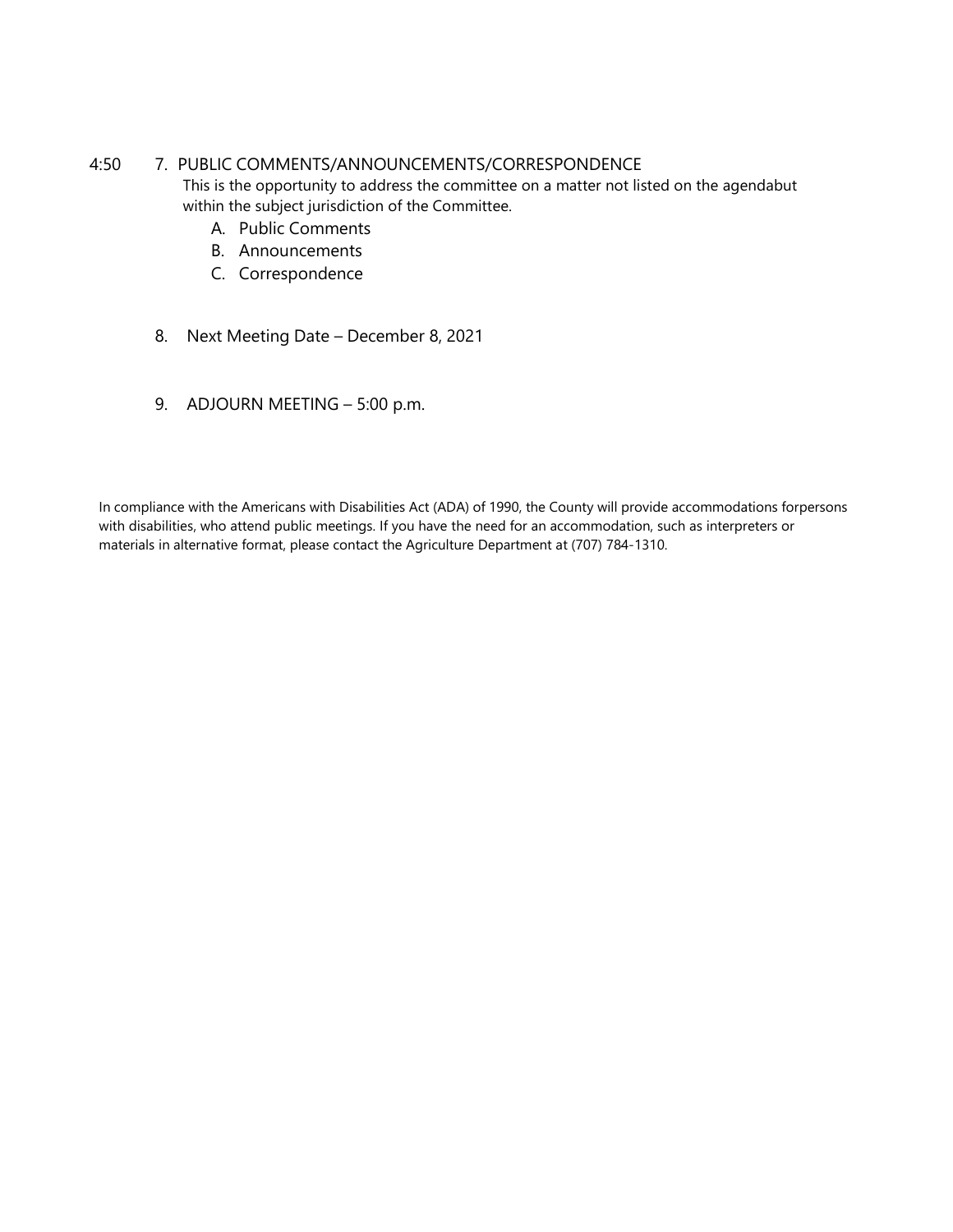4:50 7. PUBLIC COMMENTS/ANNOUNCEMENTS/CORRESPONDENCE

This is the opportunity to address the committee on a matter not listed on the agendabut within the subject jurisdiction of the Committee.

A. Public Comments
B. Announcements
C. Correspondence

8. Next Meeting Date – December 8, 2021

9. ADJOURN MEETING – 5:00 p.m.

In compliance with the Americans with Disabilities Act (ADA) of 1990, the County will provide accommodations forpersons with disabilities, who attend public meetings. If you have the need for an accommodation, such as interpreters or materials in alternative format, please contact the Agriculture Department at (707) 784-1310.